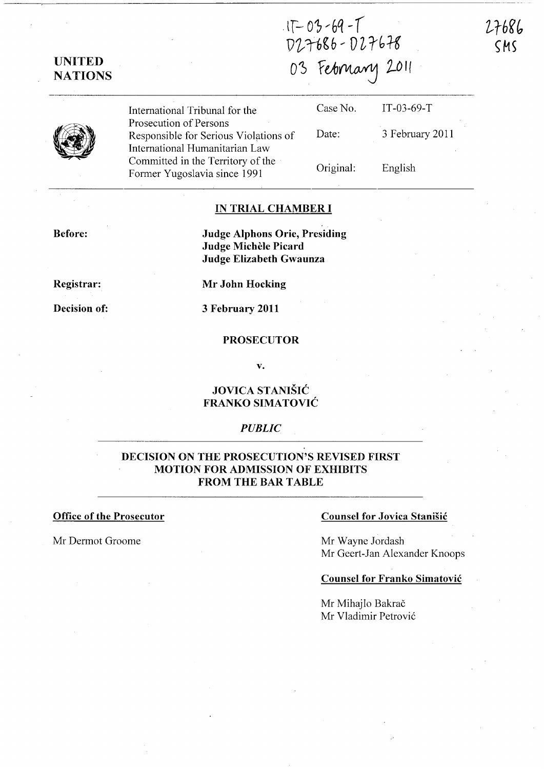IT-03-69-T
D27686 - D27678
03 February 2011

27686
SMS

**UNITED NATIONS**

| International Tribunal for the Prosecution of Persons Responsible for Serious Violations of International Humanitarian Law Committed in the Territory of the Former Yugoslavia since 1991 | Case No. | IT-03-69-T |
|---|---|---|
| | Date: | 3 February 2011 |
| | Original: | English |

## IN TRIAL CHAMBER I

**Before:** **Judge Alphons Orie, Presiding**
**Judge Michèle Picard**
**Judge Elizabeth Gwaunza**

**Registrar:** **Mr John Hocking**

**Decision of:** **3 February 2011**

**PROSECUTOR**

**v.**

**JOVICA STANIŠIĆ**
**FRANKO SIMATOVIĆ**

***PUBLIC***

## DECISION ON THE PROSECUTION'S REVISED FIRST MOTION FOR ADMISSION OF EXHIBITS FROM THE BAR TABLE

**Office of the Prosecutor**

Mr Dermot Groome

**Counsel for Jovica Stanišić**

Mr Wayne Jordash
Mr Geert-Jan Alexander Knoops

**Counsel for Franko Simatović**

Mr Mihajlo Bakrač
Mr Vladimir Petrović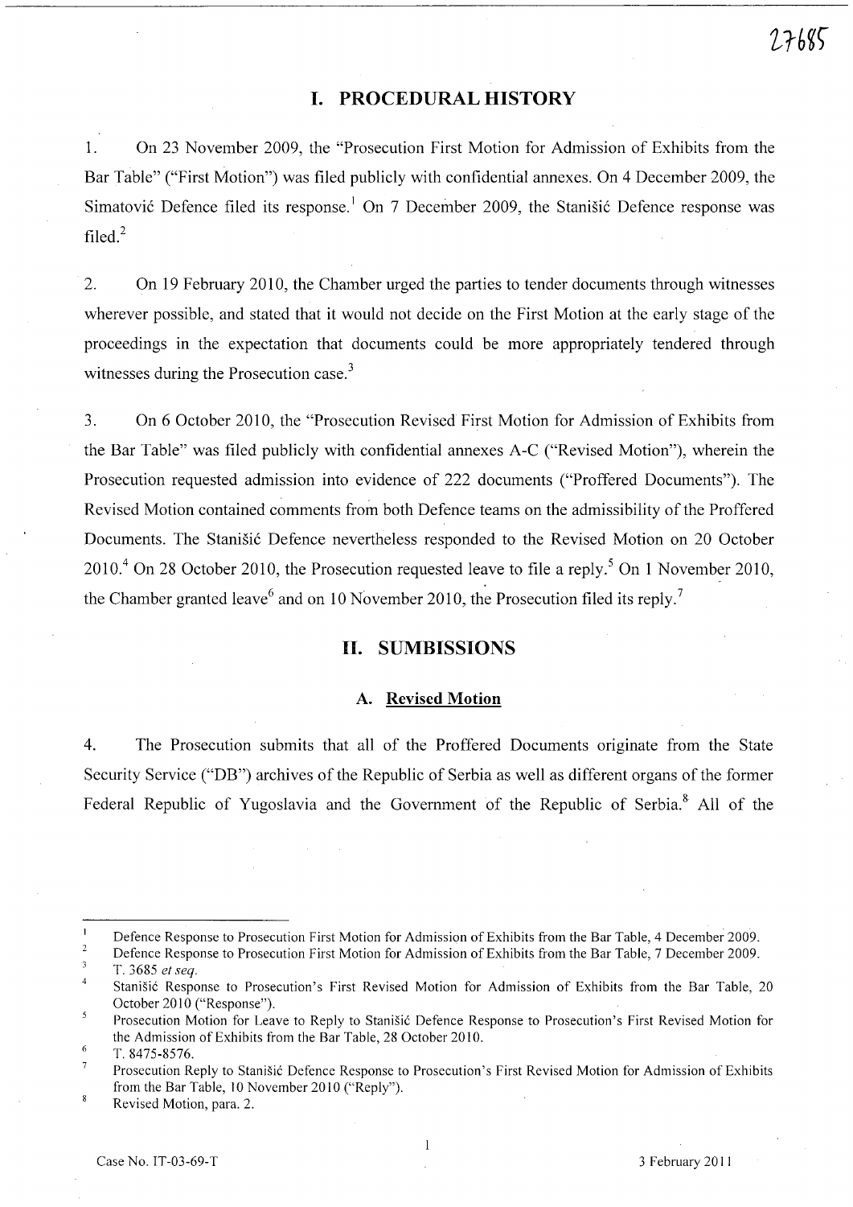# I. PROCEDURAL HISTORY

1. On 23 November 2009, the "Prosecution First Motion for Admission of Exhibits from the Bar Table" ("First Motion") was filed publicly with confidential annexes. On 4 December 2009, the Simatović Defence filed its response.[1] On 7 December 2009, the Stanišić Defence response was filed.[2]

2. On 19 February 2010, the Chamber urged the parties to tender documents through witnesses wherever possible, and stated that it would not decide on the First Motion at the early stage of the proceedings in the expectation that documents could be more appropriately tendered through witnesses during the Prosecution case.[3]

3. On 6 October 2010, the "Prosecution Revised First Motion for Admission of Exhibits from the Bar Table" was filed publicly with confidential annexes A-C ("Revised Motion"), wherein the Prosecution requested admission into evidence of 222 documents ("Proffered Documents"). The Revised Motion contained comments from both Defence teams on the admissibility of the Proffered Documents. The Stanišić Defence nevertheless responded to the Revised Motion on 20 October 2010.[4] On 28 October 2010, the Prosecution requested leave to file a reply.[5] On 1 November 2010, the Chamber granted leave[6] and on 10 November 2010, the Prosecution filed its reply.[7]

# II. SUMBISSIONS

## A. Revised Motion

4. The Prosecution submits that all of the Proffered Documents originate from the State Security Service ("DB") archives of the Republic of Serbia as well as different organs of the former Federal Republic of Yugoslavia and the Government of the Republic of Serbia.[8] All of the

---

[1] Defence Response to Prosecution First Motion for Admission of Exhibits from the Bar Table, 4 December 2009.

[2] Defence Response to Prosecution First Motion for Admission of Exhibits from the Bar Table, 7 December 2009.

[3] T. 3685 *et seq.*

[4] Stanišić Response to Prosecution's First Revised Motion for Admission of Exhibits from the Bar Table, 20 October 2010 ("Response").

[5] Prosecution Motion for Leave to Reply to Stanišić Defence Response to Prosecution's First Revised Motion for the Admission of Exhibits from the Bar Table, 28 October 2010.

[6] T. 8475-8576.

[7] Prosecution Reply to Stanišić Defence Response to Prosecution's First Revised Motion for Admission of Exhibits from the Bar Table, 10 November 2010 ("Reply").

[8] Revised Motion, para. 2.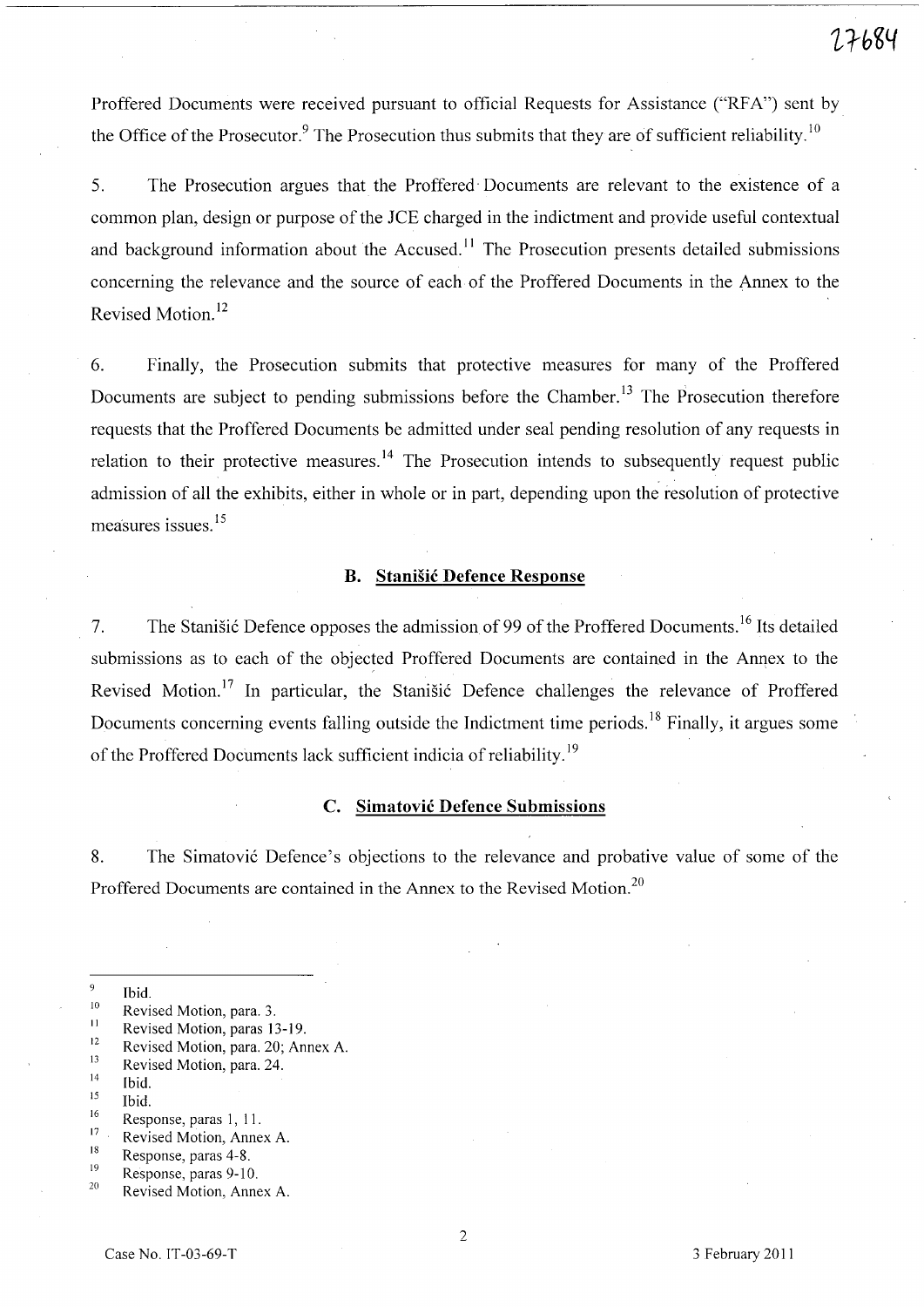Proffered Documents were received pursuant to official Requests for Assistance ("RFA") sent by the Office of the Prosecutor.[9] The Prosecution thus submits that they are of sufficient reliability.[10]

5. The Prosecution argues that the Proffered Documents are relevant to the existence of a common plan, design or purpose of the JCE charged in the indictment and provide useful contextual and background information about the Accused.[11] The Prosecution presents detailed submissions concerning the relevance and the source of each of the Proffered Documents in the Annex to the Revised Motion.[12]

6. Finally, the Prosecution submits that protective measures for many of the Proffered Documents are subject to pending submissions before the Chamber.[13] The Prosecution therefore requests that the Proffered Documents be admitted under seal pending resolution of any requests in relation to their protective measures.[14] The Prosecution intends to subsequently request public admission of all the exhibits, either in whole or in part, depending upon the resolution of protective measures issues.[15]

### B. Stanišić Defence Response

7. The Stanišić Defence opposes the admission of 99 of the Proffered Documents.[16] Its detailed submissions as to each of the objected Proffered Documents are contained in the Annex to the Revised Motion.[17] In particular, the Stanišić Defence challenges the relevance of Proffered Documents concerning events falling outside the Indictment time periods.[18] Finally, it argues some of the Proffered Documents lack sufficient indicia of reliability.[19]

### C. Simatović Defence Submissions

8. The Simatović Defence's objections to the relevance and probative value of some of the Proffered Documents are contained in the Annex to the Revised Motion.[20]

---

[9] Ibid.
[10] Revised Motion, para. 3.
[11] Revised Motion, paras 13-19.
[12] Revised Motion, para. 20; Annex A.
[13] Revised Motion, para. 24.
[14] Ibid.
[15] Ibid.
[16] Response, paras 1, 11.
[17] Revised Motion, Annex A.
[18] Response, paras 4-8.
[19] Response, paras 9-10.
[20] Revised Motion, Annex A.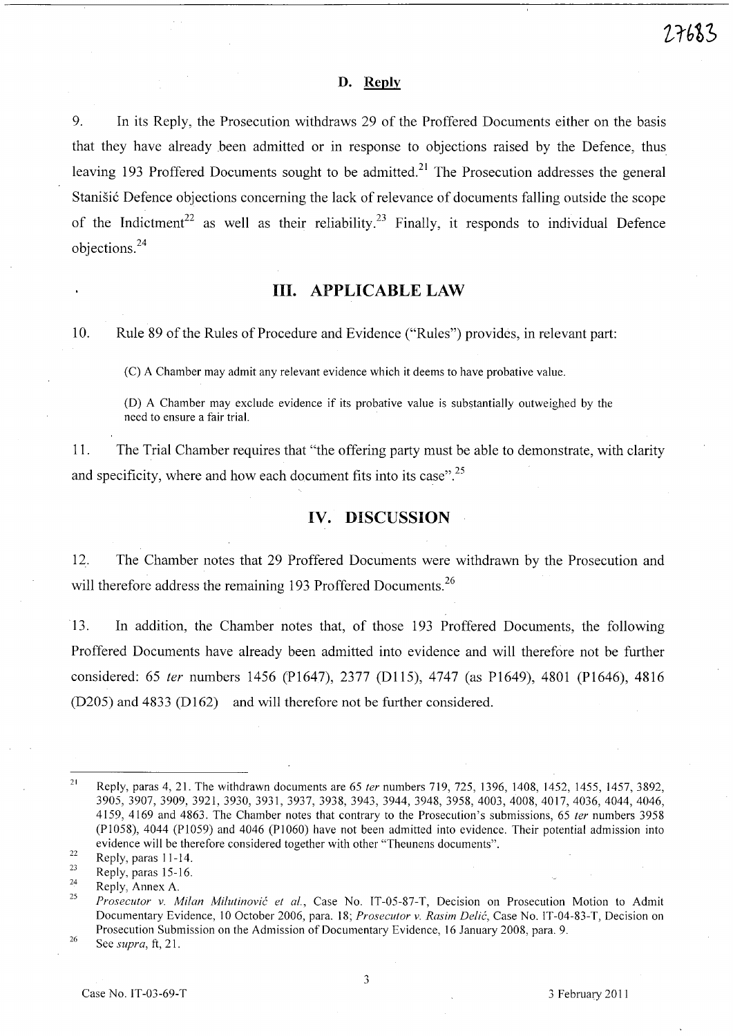### D. Reply

9. In its Reply, the Prosecution withdraws 29 of the Proffered Documents either on the basis that they have already been admitted or in response to objections raised by the Defence, thus leaving 193 Proffered Documents sought to be admitted.[21] The Prosecution addresses the general Stanišić Defence objections concerning the lack of relevance of documents falling outside the scope of the Indictment[22] as well as their reliability.[23] Finally, it responds to individual Defence objections.[24]

## III. APPLICABLE LAW

10. Rule 89 of the Rules of Procedure and Evidence ("Rules") provides, in relevant part:

> (C) A Chamber may admit any relevant evidence which it deems to have probative value.
>
> (D) A Chamber may exclude evidence if its probative value is substantially outweighed by the need to ensure a fair trial.

11. The Trial Chamber requires that "the offering party must be able to demonstrate, with clarity and specificity, where and how each document fits into its case".[25]

## IV. DISCUSSION

12. The Chamber notes that 29 Proffered Documents were withdrawn by the Prosecution and will therefore address the remaining 193 Proffered Documents.[26]

13. In addition, the Chamber notes that, of those 193 Proffered Documents, the following Proffered Documents have already been admitted into evidence and will therefore not be further considered: 65 *ter* numbers 1456 (P1647), 2377 (D115), 4747 (as P1649), 4801 (P1646), 4816 (D205) and 4833 (D162) and will therefore not be further considered.

---

[21] Reply, paras 4, 21. The withdrawn documents are 65 *ter* numbers 719, 725, 1396, 1408, 1452, 1455, 1457, 3892, 3905, 3907, 3909, 3921, 3930, 3931, 3937, 3938, 3943, 3944, 3948, 3958, 4003, 4008, 4017, 4036, 4044, 4046, 4159, 4169 and 4863. The Chamber notes that contrary to the Prosecution's submissions, 65 *ter* numbers 3958 (P1058), 4044 (P1059) and 4046 (P1060) have not been admitted into evidence. Their potential admission into evidence will be therefore considered together with other "Theunens documents".

[22] Reply, paras 11-14.

[23] Reply, paras 15-16.

[24] Reply, Annex A.

[25] *Prosecutor v. Milan Milutinović et al.*, Case No. IT-05-87-T, Decision on Prosecution Motion to Admit Documentary Evidence, 10 October 2006, para. 18; *Prosecutor v. Rasim Delić*, Case No. IT-04-83-T, Decision on Prosecution Submission on the Admission of Documentary Evidence, 16 January 2008, para. 9.

[26] See *supra*, ft, 21.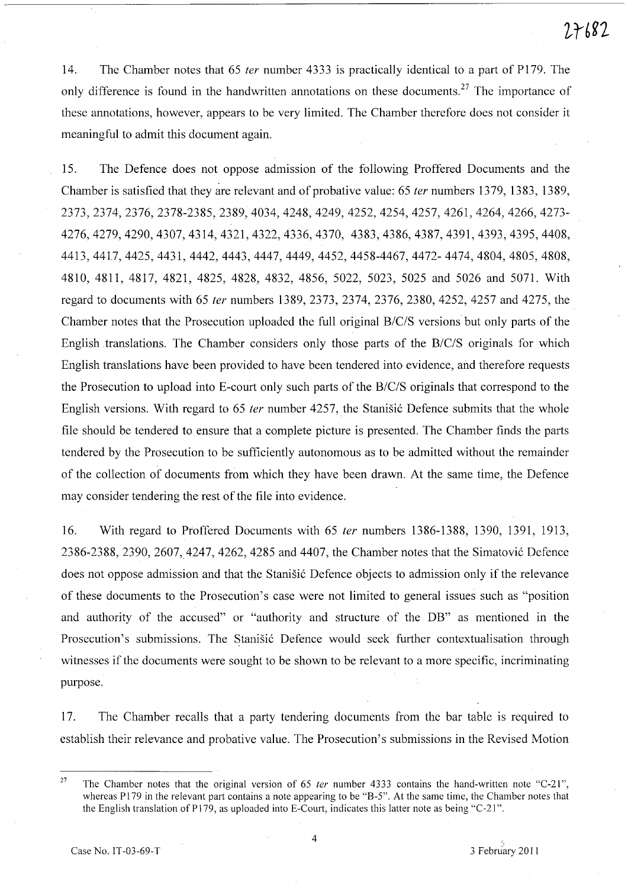14. The Chamber notes that 65 *ter* number 4333 is practically identical to a part of P179. The only difference is found in the handwritten annotations on these documents.[27] The importance of these annotations, however, appears to be very limited. The Chamber therefore does not consider it meaningful to admit this document again.

15. The Defence does not oppose admission of the following Proffered Documents and the Chamber is satisfied that they are relevant and of probative value: 65 *ter* numbers 1379, 1383, 1389, 2373, 2374, 2376, 2378-2385, 2389, 4034, 4248, 4249, 4252, 4254, 4257, 4261, 4264, 4266, 4273-4276, 4279, 4290, 4307, 4314, 4321, 4322, 4336, 4370, 4383, 4386, 4387, 4391, 4393, 4395, 4408, 4413, 4417, 4425, 4431, 4442, 4443, 4447, 4449, 4452, 4458-4467, 4472- 4474, 4804, 4805, 4808, 4810, 4811, 4817, 4821, 4825, 4828, 4832, 4856, 5022, 5023, 5025 and 5026 and 5071. With regard to documents with 65 *ter* numbers 1389, 2373, 2374, 2376, 2380, 4252, 4257 and 4275, the Chamber notes that the Prosecution uploaded the full original B/C/S versions but only parts of the English translations. The Chamber considers only those parts of the B/C/S originals for which English translations have been provided to have been tendered into evidence, and therefore requests the Prosecution to upload into E-court only such parts of the B/C/S originals that correspond to the English versions. With regard to 65 *ter* number 4257, the Stanišić Defence submits that the whole file should be tendered to ensure that a complete picture is presented. The Chamber finds the parts tendered by the Prosecution to be sufficiently autonomous as to be admitted without the remainder of the collection of documents from which they have been drawn. At the same time, the Defence may consider tendering the rest of the file into evidence.

16. With regard to Proffered Documents with 65 *ter* numbers 1386-1388, 1390, 1391, 1913, 2386-2388, 2390, 2607, 4247, 4262, 4285 and 4407, the Chamber notes that the Simatović Defence does not oppose admission and that the Stanišić Defence objects to admission only if the relevance of these documents to the Prosecution's case were not limited to general issues such as "position and authority of the accused" or "authority and structure of the DB" as mentioned in the Prosecution's submissions. The Stanišić Defence would seek further contextualisation through witnesses if the documents were sought to be shown to be relevant to a more specific, incriminating purpose.

17. The Chamber recalls that a party tendering documents from the bar table is required to establish their relevance and probative value. The Prosecution's submissions in the Revised Motion

---

[27] The Chamber notes that the original version of 65 *ter* number 4333 contains the hand-written note "C-21", whereas P179 in the relevant part contains a note appearing to be "B-5". At the same time, the Chamber notes that the English translation of P179, as uploaded into E-Court, indicates this latter note as being "C-21".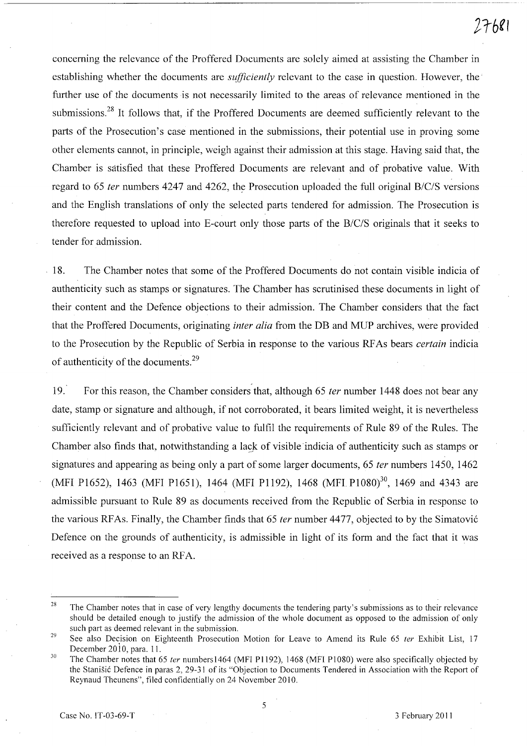concerning the relevance of the Proffered Documents are solely aimed at assisting the Chamber in establishing whether the documents are *sufficiently* relevant to the case in question. However, the further use of the documents is not necessarily limited to the areas of relevance mentioned in the submissions.[28] It follows that, if the Proffered Documents are deemed sufficiently relevant to the parts of the Prosecution's case mentioned in the submissions, their potential use in proving some other elements cannot, in principle, weigh against their admission at this stage. Having said that, the Chamber is satisfied that these Proffered Documents are relevant and of probative value. With regard to 65 *ter* numbers 4247 and 4262, the Prosecution uploaded the full original B/C/S versions and the English translations of only the selected parts tendered for admission. The Prosecution is therefore requested to upload into E-court only those parts of the B/C/S originals that it seeks to tender for admission.

18. The Chamber notes that some of the Proffered Documents do not contain visible indicia of authenticity such as stamps or signatures. The Chamber has scrutinised these documents in light of their content and the Defence objections to their admission. The Chamber considers that the fact that the Proffered Documents, originating *inter alia* from the DB and MUP archives, were provided to the Prosecution by the Republic of Serbia in response to the various RFAs bears *certain* indicia of authenticity of the documents.[29]

19. For this reason, the Chamber considers that, although 65 *ter* number 1448 does not bear any date, stamp or signature and although, if not corroborated, it bears limited weight, it is nevertheless sufficiently relevant and of probative value to fulfil the requirements of Rule 89 of the Rules. The Chamber also finds that, notwithstanding a lack of visible indicia of authenticity such as stamps or signatures and appearing as being only a part of some larger documents, 65 *ter* numbers 1450, 1462 (MFI P1652), 1463 (MFI P1651), 1464 (MFI P1192), 1468 (MFI P1080)[30], 1469 and 4343 are admissible pursuant to Rule 89 as documents received from the Republic of Serbia in response to the various RFAs. Finally, the Chamber finds that 65 *ter* number 4477, objected to by the Simatović Defence on the grounds of authenticity, is admissible in light of its form and the fact that it was received as a response to an RFA.

---

[28] The Chamber notes that in case of very lengthy documents the tendering party's submissions as to their relevance should be detailed enough to justify the admission of the whole document as opposed to the admission of only such part as deemed relevant in the submission.

[29] See also Decision on Eighteenth Prosecution Motion for Leave to Amend its Rule 65 *ter* Exhibit List, 17 December 2010, para. 11.

[30] The Chamber notes that 65 *ter* numbers1464 (MFI P1192), 1468 (MFI P1080) were also specifically objected by the Stanišić Defence in paras 2, 29-31 of its "Objection to Documents Tendered in Association with the Report of Reynaud Theunens", filed confidentially on 24 November 2010.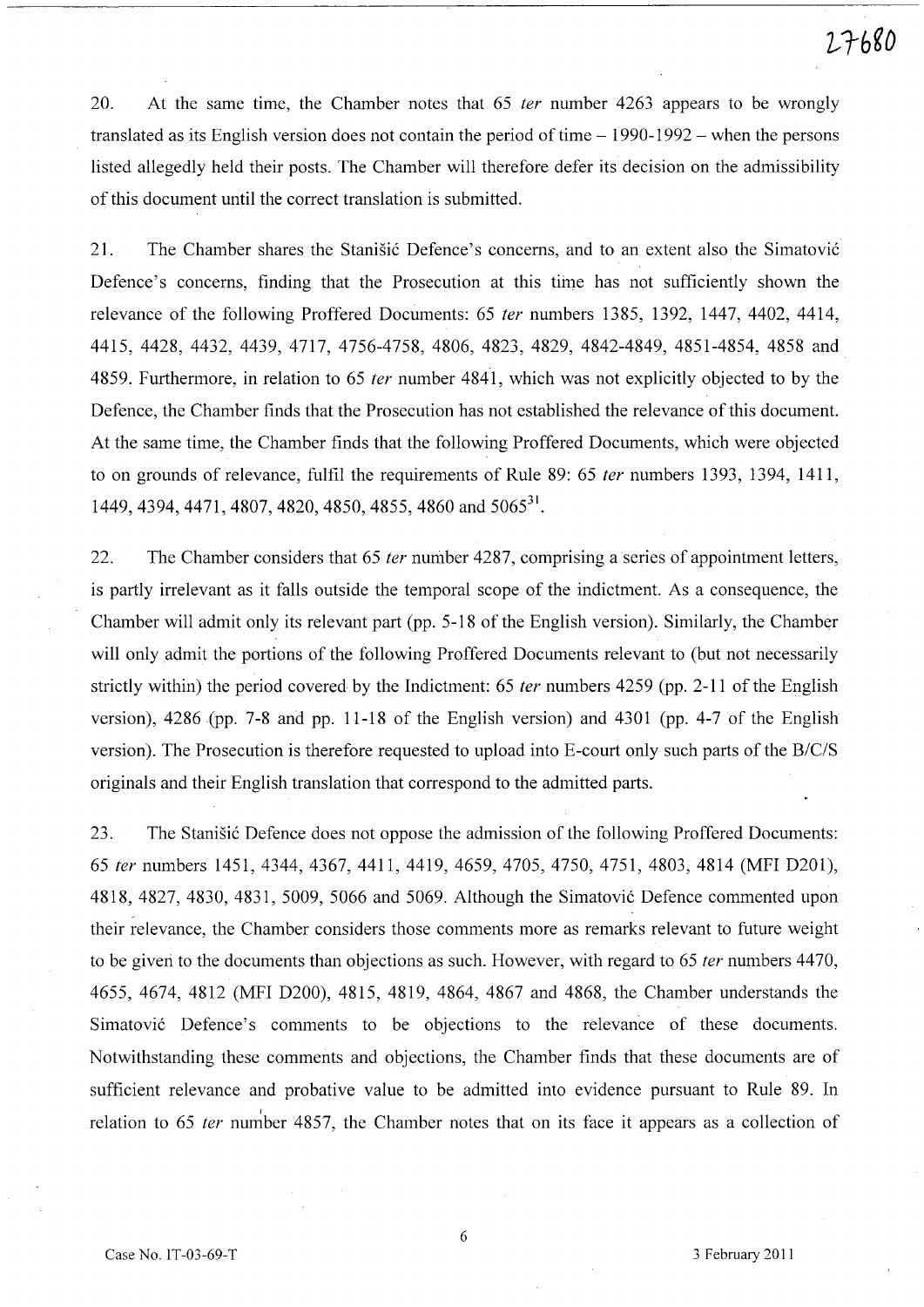20. At the same time, the Chamber notes that 65 *ter* number 4263 appears to be wrongly translated as its English version does not contain the period of time – 1990-1992 – when the persons listed allegedly held their posts. The Chamber will therefore defer its decision on the admissibility of this document until the correct translation is submitted.

21. The Chamber shares the Stanišić Defence's concerns, and to an extent also the Simatović Defence's concerns, finding that the Prosecution at this time has not sufficiently shown the relevance of the following Proffered Documents: 65 *ter* numbers 1385, 1392, 1447, 4402, 4414, 4415, 4428, 4432, 4439, 4717, 4756-4758, 4806, 4823, 4829, 4842-4849, 4851-4854, 4858 and 4859. Furthermore, in relation to 65 *ter* number 4841, which was not explicitly objected to by the Defence, the Chamber finds that the Prosecution has not established the relevance of this document. At the same time, the Chamber finds that the following Proffered Documents, which were objected to on grounds of relevance, fulfil the requirements of Rule 89: 65 *ter* numbers 1393, 1394, 1411, 1449, 4394, 4471, 4807, 4820, 4850, 4855, 4860 and 5065[31].

22. The Chamber considers that 65 *ter* number 4287, comprising a series of appointment letters, is partly irrelevant as it falls outside the temporal scope of the indictment. As a consequence, the Chamber will admit only its relevant part (pp. 5-18 of the English version). Similarly, the Chamber will only admit the portions of the following Proffered Documents relevant to (but not necessarily strictly within) the period covered by the Indictment: 65 *ter* numbers 4259 (pp. 2-11 of the English version), 4286 (pp. 7-8 and pp. 11-18 of the English version) and 4301 (pp. 4-7 of the English version). The Prosecution is therefore requested to upload into E-court only such parts of the B/C/S originals and their English translation that correspond to the admitted parts.

23. The Stanišić Defence does not oppose the admission of the following Proffered Documents: 65 *ter* numbers 1451, 4344, 4367, 4411, 4419, 4659, 4705, 4750, 4751, 4803, 4814 (MFI D201), 4818, 4827, 4830, 4831, 5009, 5066 and 5069. Although the Simatović Defence commented upon their relevance, the Chamber considers those comments more as remarks relevant to future weight to be given to the documents than objections as such. However, with regard to 65 *ter* numbers 4470, 4655, 4674, 4812 (MFI D200), 4815, 4819, 4864, 4867 and 4868, the Chamber understands the Simatović Defence's comments to be objections to the relevance of these documents. Notwithstanding these comments and objections, the Chamber finds that these documents are of sufficient relevance and probative value to be admitted into evidence pursuant to Rule 89. In relation to 65 *ter* number 4857, the Chamber notes that on its face it appears as a collection of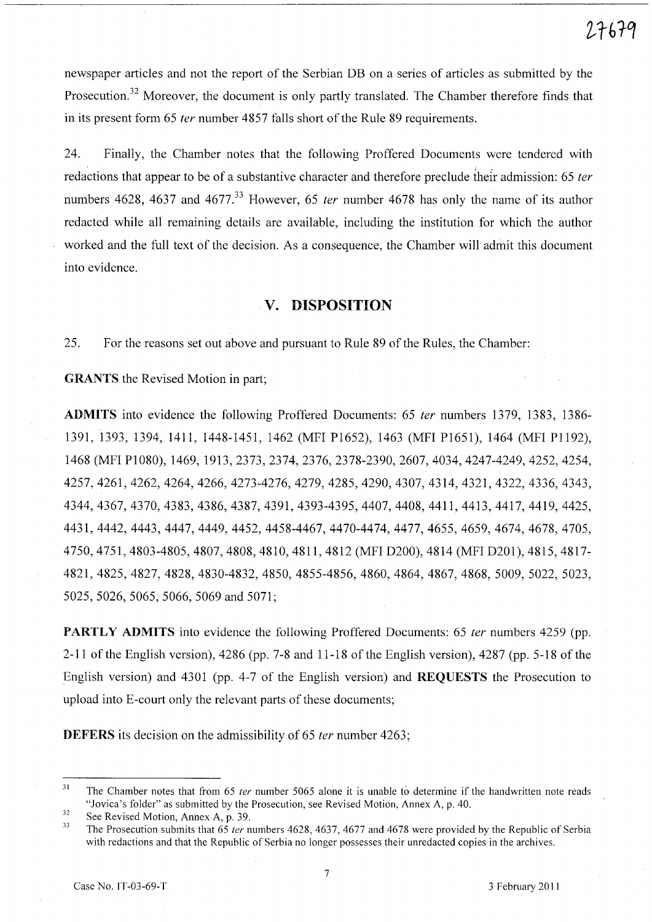newspaper articles and not the report of the Serbian DB on a series of articles as submitted by the Prosecution.[32] Moreover, the document is only partly translated. The Chamber therefore finds that in its present form 65 *ter* number 4857 falls short of the Rule 89 requirements.

24. Finally, the Chamber notes that the following Proffered Documents were tendered with redactions that appear to be of a substantive character and therefore preclude their admission: 65 *ter* numbers 4628, 4637 and 4677.[33] However, 65 *ter* number 4678 has only the name of its author redacted while all remaining details are available, including the institution for which the author worked and the full text of the decision. As a consequence, the Chamber will admit this document into evidence.

## V. DISPOSITION

25. For the reasons set out above and pursuant to Rule 89 of the Rules, the Chamber:

**GRANTS** the Revised Motion in part;

**ADMITS** into evidence the following Proffered Documents: 65 *ter* numbers 1379, 1383, 1386-1391, 1393, 1394, 1411, 1448-1451, 1462 (MFI P1652), 1463 (MFI P1651), 1464 (MFI P1192), 1468 (MFI P1080), 1469, 1913, 2373, 2374, 2376, 2378-2390, 2607, 4034, 4247-4249, 4252, 4254, 4257, 4261, 4262, 4264, 4266, 4273-4276, 4279, 4285, 4290, 4307, 4314, 4321, 4322, 4336, 4343, 4344, 4367, 4370, 4383, 4386, 4387, 4391, 4393-4395, 4407, 4408, 4411, 4413, 4417, 4419, 4425, 4431, 4442, 4443, 4447, 4449, 4452, 4458-4467, 4470-4474, 4477, 4655, 4659, 4674, 4678, 4705, 4750, 4751, 4803-4805, 4807, 4808, 4810, 4811, 4812 (MFI D200), 4814 (MFI D201), 4815, 4817-4821, 4825, 4827, 4828, 4830-4832, 4850, 4855-4856, 4860, 4864, 4867, 4868, 5009, 5022, 5023, 5025, 5026, 5065, 5066, 5069 and 5071;

**PARTLY ADMITS** into evidence the following Proffered Documents: 65 *ter* numbers 4259 (pp. 2-11 of the English version), 4286 (pp. 7-8 and 11-18 of the English version), 4287 (pp. 5-18 of the English version) and 4301 (pp. 4-7 of the English version) and **REQUESTS** the Prosecution to upload into E-court only the relevant parts of these documents;

**DEFERS** its decision on the admissibility of 65 *ter* number 4263;

---

[31] The Chamber notes that from 65 *ter* number 5065 alone it is unable to determine if the handwritten note reads "Jovica's folder" as submitted by the Prosecution, see Revised Motion, Annex A, p. 40.

[32] See Revised Motion, Annex A, p. 39.

[33] The Prosecution submits that 65 *ter* numbers 4628, 4637, 4677 and 4678 were provided by the Republic of Serbia with redactions and that the Republic of Serbia no longer possesses their unredacted copies in the archives.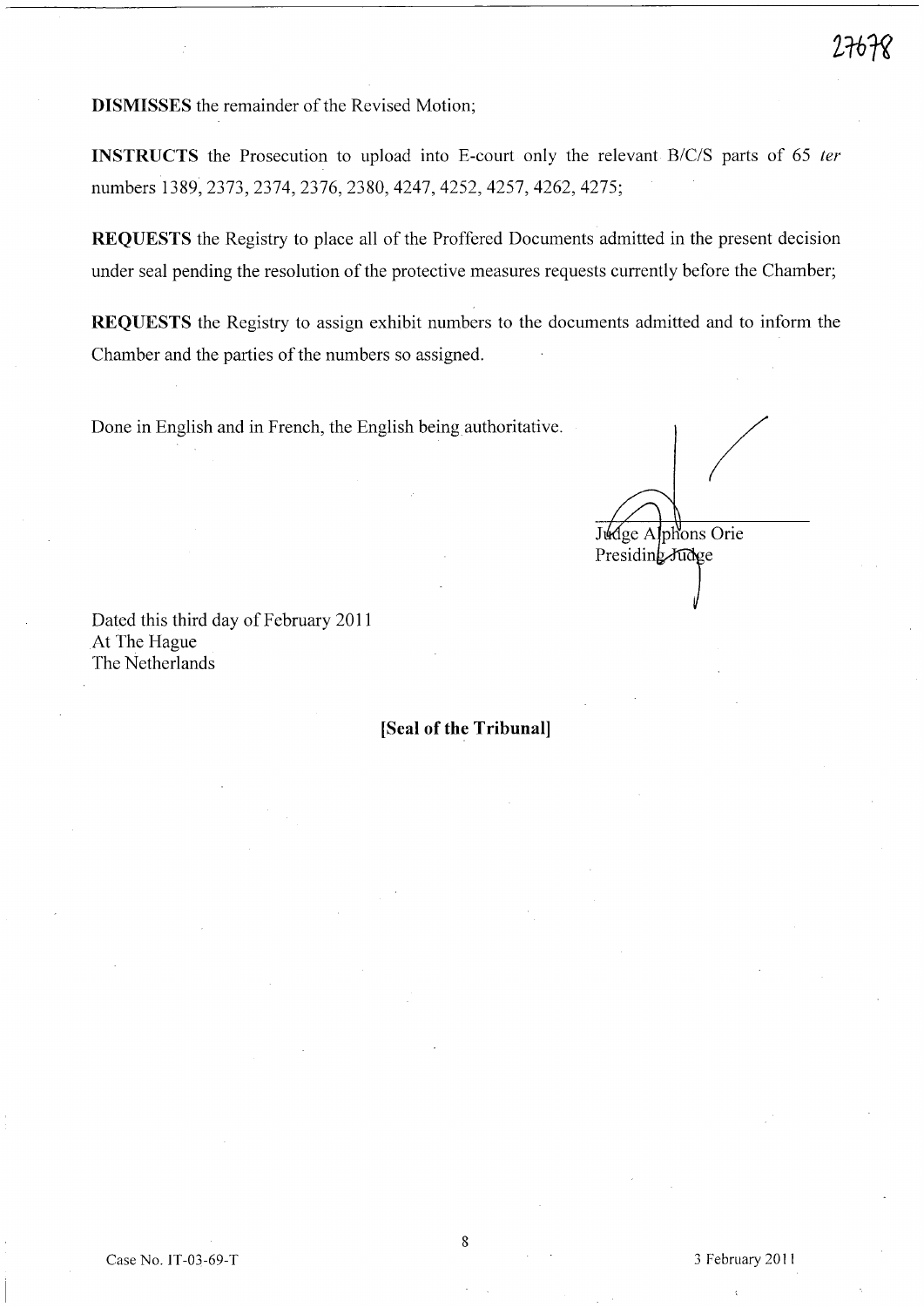**DISMISSES** the remainder of the Revised Motion;

**INSTRUCTS** the Prosecution to upload into E-court only the relevant B/C/S parts of 65 *ter* numbers 1389, 2373, 2374, 2376, 2380, 4247, 4252, 4257, 4262, 4275;

**REQUESTS** the Registry to place all of the Proffered Documents admitted in the present decision under seal pending the resolution of the protective measures requests currently before the Chamber;

**REQUESTS** the Registry to assign exhibit numbers to the documents admitted and to inform the Chamber and the parties of the numbers so assigned.

Done in English and in French, the English being authoritative.

Judge Alphons Orie
Presiding Judge

Dated this third day of February 2011
At The Hague
The Netherlands

**[Seal of the Tribunal]**